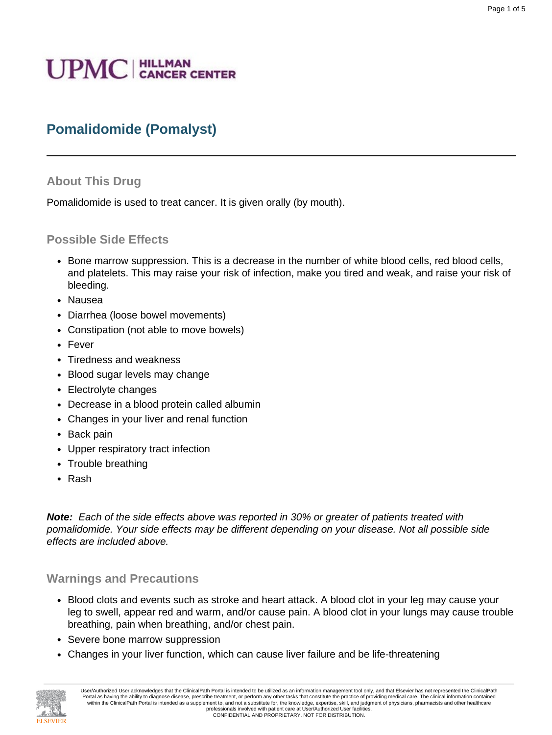UPMC | HILLMAN CANCER CENTER

# Pomalidomide (Pomalyst)

## About This Drug

Pomalidomide is used to treat cancer. It is given orally (by mouth).

## Possible Side Effects

- Bone marrow suppression. This is a decrease in the number of white blood cells, red blood cells, and platelets. This may raise your risk of infection, make you tired and weak, and raise your risk of bleeding.
- Nausea
- Diarrhea (loose bowel movements)
- Constipation (not able to move bowels)
- Fever
- Tiredness and weakness
- Blood sugar levels may change
- Electrolyte changes
- Decrease in a blood protein called albumin
- Changes in your liver and renal function
- Back pain
- Upper respiratory tract infection
- Trouble breathing
- Rash

***Note:*** *Each of the side effects above was reported in 30% or greater of patients treated with pomalidomide. Your side effects may be different depending on your disease. Not all possible side effects are included above.*

## Warnings and Precautions

- Blood clots and events such as stroke and heart attack. A blood clot in your leg may cause your leg to swell, appear red and warm, and/or cause pain. A blood clot in your lungs may cause trouble breathing, pain when breathing, and/or chest pain.
- Severe bone marrow suppression
- Changes in your liver function, which can cause liver failure and be life-threatening

User/Authorized User acknowledges that the ClinicalPath Portal is intended to be utilized as an information management tool only, and that Elsevier has not represented the ClinicalPath Portal as having the ability to diagnose disease, prescribe treatment, or perform any other tasks that constitute the practice of providing medical care. The clinical information contained within the ClinicalPath Portal is intended as a supplement to, and not a substitute for, the knowledge, expertise, skill, and judgment of physicians, pharmacists and other healthcare professionals involved with patient care at User/Authorized User facilities.
CONFIDENTIAL AND PROPRIETARY. NOT FOR DISTRIBUTION.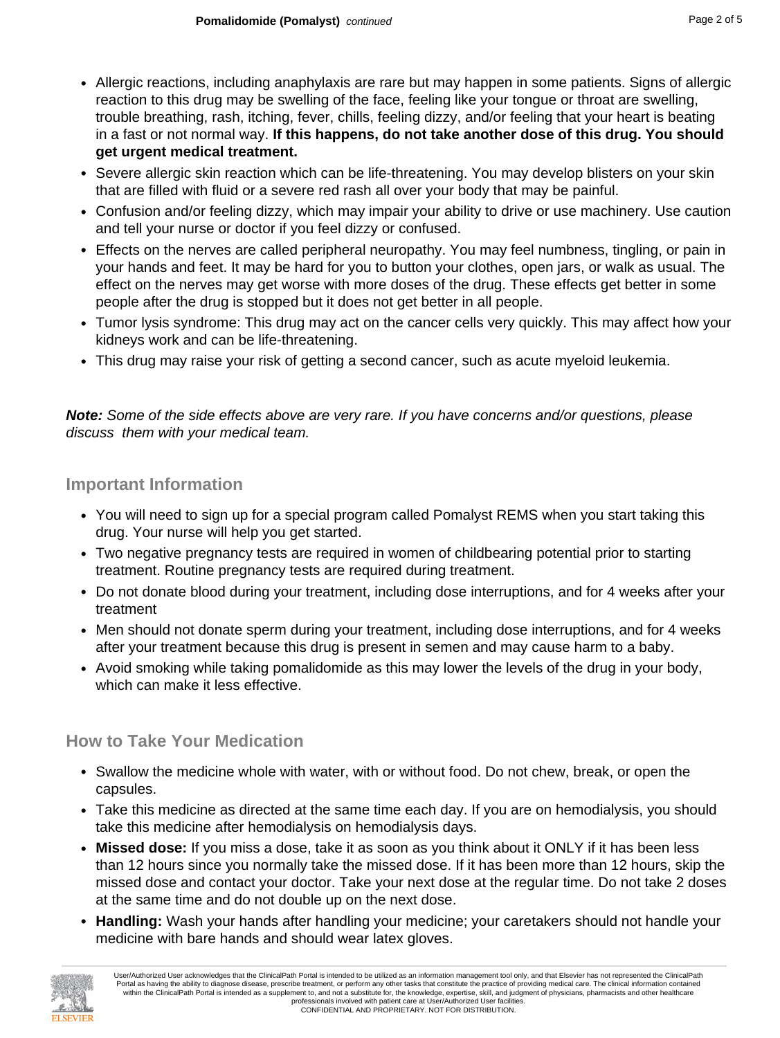- Allergic reactions, including anaphylaxis are rare but may happen in some patients. Signs of allergic reaction to this drug may be swelling of the face, feeling like your tongue or throat are swelling, trouble breathing, rash, itching, fever, chills, feeling dizzy, and/or feeling that your heart is beating in a fast or not normal way. **If this happens, do not take another dose of this drug. You should get urgent medical treatment.**
- Severe allergic skin reaction which can be life-threatening. You may develop blisters on your skin that are filled with fluid or a severe red rash all over your body that may be painful.
- Confusion and/or feeling dizzy, which may impair your ability to drive or use machinery. Use caution and tell your nurse or doctor if you feel dizzy or confused.
- Effects on the nerves are called peripheral neuropathy. You may feel numbness, tingling, or pain in your hands and feet. It may be hard for you to button your clothes, open jars, or walk as usual. The effect on the nerves may get worse with more doses of the drug. These effects get better in some people after the drug is stopped but it does not get better in all people.
- Tumor lysis syndrome: This drug may act on the cancer cells very quickly. This may affect how your kidneys work and can be life-threatening.
- This drug may raise your risk of getting a second cancer, such as acute myeloid leukemia.

***Note:*** *Some of the side effects above are very rare. If you have concerns and/or questions, please discuss them with your medical team.*

## Important Information

- You will need to sign up for a special program called Pomalyst REMS when you start taking this drug. Your nurse will help you get started.
- Two negative pregnancy tests are required in women of childbearing potential prior to starting treatment. Routine pregnancy tests are required during treatment.
- Do not donate blood during your treatment, including dose interruptions, and for 4 weeks after your treatment
- Men should not donate sperm during your treatment, including dose interruptions, and for 4 weeks after your treatment because this drug is present in semen and may cause harm to a baby.
- Avoid smoking while taking pomalidomide as this may lower the levels of the drug in your body, which can make it less effective.

## How to Take Your Medication

- Swallow the medicine whole with water, with or without food. Do not chew, break, or open the capsules.
- Take this medicine as directed at the same time each day. If you are on hemodialysis, you should take this medicine after hemodialysis on hemodialysis days.
- **Missed dose:** If you miss a dose, take it as soon as you think about it ONLY if it has been less than 12 hours since you normally take the missed dose. If it has been more than 12 hours, skip the missed dose and contact your doctor. Take your next dose at the regular time. Do not take 2 doses at the same time and do not double up on the next dose.
- **Handling:** Wash your hands after handling your medicine; your caretakers should not handle your medicine with bare hands and should wear latex gloves.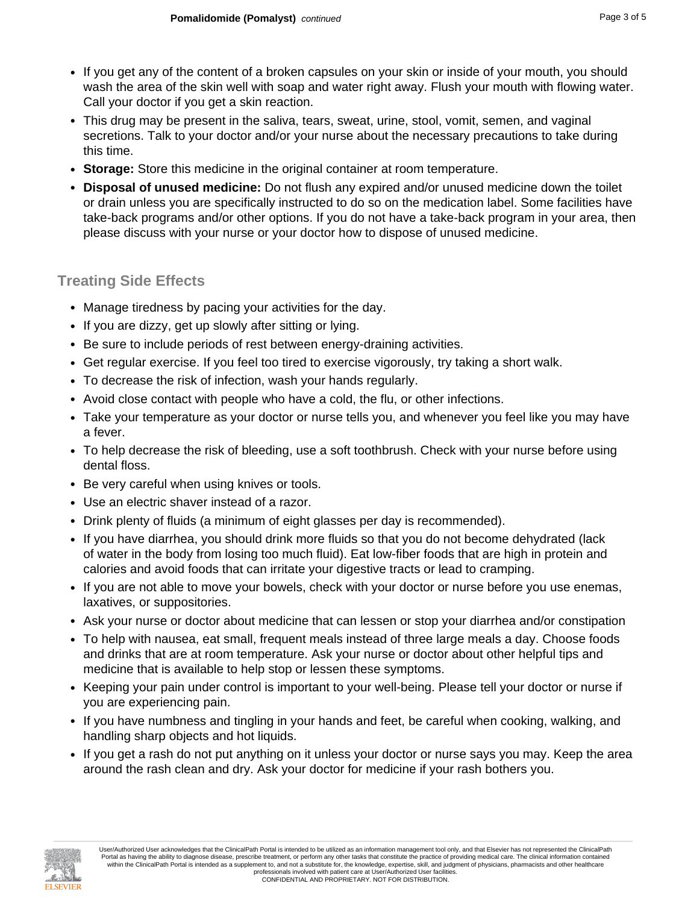- If you get any of the content of a broken capsules on your skin or inside of your mouth, you should wash the area of the skin well with soap and water right away. Flush your mouth with flowing water. Call your doctor if you get a skin reaction.
- This drug may be present in the saliva, tears, sweat, urine, stool, vomit, semen, and vaginal secretions. Talk to your doctor and/or your nurse about the necessary precautions to take during this time.
- **Storage:** Store this medicine in the original container at room temperature.
- **Disposal of unused medicine:** Do not flush any expired and/or unused medicine down the toilet or drain unless you are specifically instructed to do so on the medication label. Some facilities have take-back programs and/or other options. If you do not have a take-back program in your area, then please discuss with your nurse or your doctor how to dispose of unused medicine.

## Treating Side Effects

- Manage tiredness by pacing your activities for the day.
- If you are dizzy, get up slowly after sitting or lying.
- Be sure to include periods of rest between energy-draining activities.
- Get regular exercise. If you feel too tired to exercise vigorously, try taking a short walk.
- To decrease the risk of infection, wash your hands regularly.
- Avoid close contact with people who have a cold, the flu, or other infections.
- Take your temperature as your doctor or nurse tells you, and whenever you feel like you may have a fever.
- To help decrease the risk of bleeding, use a soft toothbrush. Check with your nurse before using dental floss.
- Be very careful when using knives or tools.
- Use an electric shaver instead of a razor.
- Drink plenty of fluids (a minimum of eight glasses per day is recommended).
- If you have diarrhea, you should drink more fluids so that you do not become dehydrated (lack of water in the body from losing too much fluid). Eat low-fiber foods that are high in protein and calories and avoid foods that can irritate your digestive tracts or lead to cramping.
- If you are not able to move your bowels, check with your doctor or nurse before you use enemas, laxatives, or suppositories.
- Ask your nurse or doctor about medicine that can lessen or stop your diarrhea and/or constipation
- To help with nausea, eat small, frequent meals instead of three large meals a day. Choose foods and drinks that are at room temperature. Ask your nurse or doctor about other helpful tips and medicine that is available to help stop or lessen these symptoms.
- Keeping your pain under control is important to your well-being. Please tell your doctor or nurse if you are experiencing pain.
- If you have numbness and tingling in your hands and feet, be careful when cooking, walking, and handling sharp objects and hot liquids.
- If you get a rash do not put anything on it unless your doctor or nurse says you may. Keep the area around the rash clean and dry. Ask your doctor for medicine if your rash bothers you.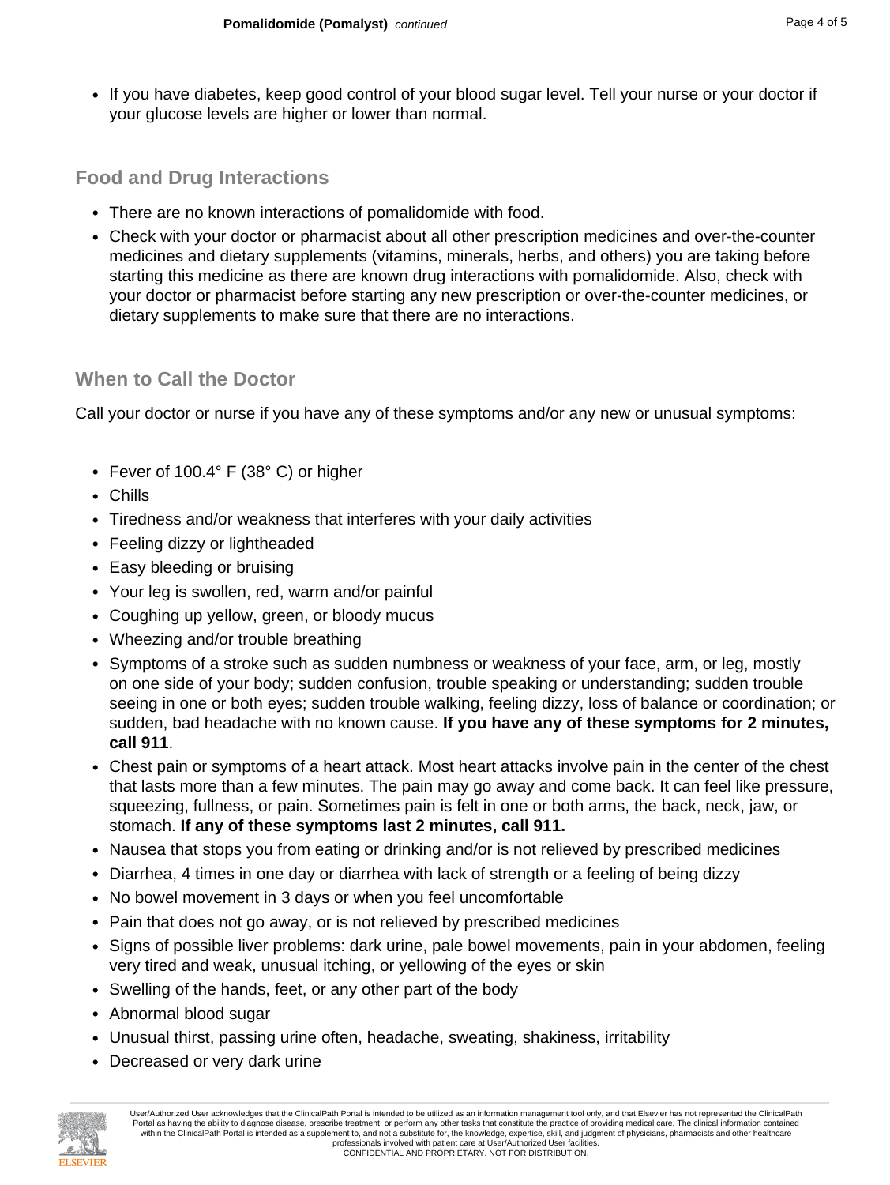- If you have diabetes, keep good control of your blood sugar level. Tell your nurse or your doctor if your glucose levels are higher or lower than normal.

## Food and Drug Interactions

- There are no known interactions of pomalidomide with food.
- Check with your doctor or pharmacist about all other prescription medicines and over-the-counter medicines and dietary supplements (vitamins, minerals, herbs, and others) you are taking before starting this medicine as there are known drug interactions with pomalidomide. Also, check with your doctor or pharmacist before starting any new prescription or over-the-counter medicines, or dietary supplements to make sure that there are no interactions.

## When to Call the Doctor

Call your doctor or nurse if you have any of these symptoms and/or any new or unusual symptoms:

- Fever of 100.4° F (38° C) or higher
- Chills
- Tiredness and/or weakness that interferes with your daily activities
- Feeling dizzy or lightheaded
- Easy bleeding or bruising
- Your leg is swollen, red, warm and/or painful
- Coughing up yellow, green, or bloody mucus
- Wheezing and/or trouble breathing
- Symptoms of a stroke such as sudden numbness or weakness of your face, arm, or leg, mostly on one side of your body; sudden confusion, trouble speaking or understanding; sudden trouble seeing in one or both eyes; sudden trouble walking, feeling dizzy, loss of balance or coordination; or sudden, bad headache with no known cause. **If you have any of these symptoms for 2 minutes, call 911**.
- Chest pain or symptoms of a heart attack. Most heart attacks involve pain in the center of the chest that lasts more than a few minutes. The pain may go away and come back. It can feel like pressure, squeezing, fullness, or pain. Sometimes pain is felt in one or both arms, the back, neck, jaw, or stomach. **If any of these symptoms last 2 minutes, call 911.**
- Nausea that stops you from eating or drinking and/or is not relieved by prescribed medicines
- Diarrhea, 4 times in one day or diarrhea with lack of strength or a feeling of being dizzy
- No bowel movement in 3 days or when you feel uncomfortable
- Pain that does not go away, or is not relieved by prescribed medicines
- Signs of possible liver problems: dark urine, pale bowel movements, pain in your abdomen, feeling very tired and weak, unusual itching, or yellowing of the eyes or skin
- Swelling of the hands, feet, or any other part of the body
- Abnormal blood sugar
- Unusual thirst, passing urine often, headache, sweating, shakiness, irritability
- Decreased or very dark urine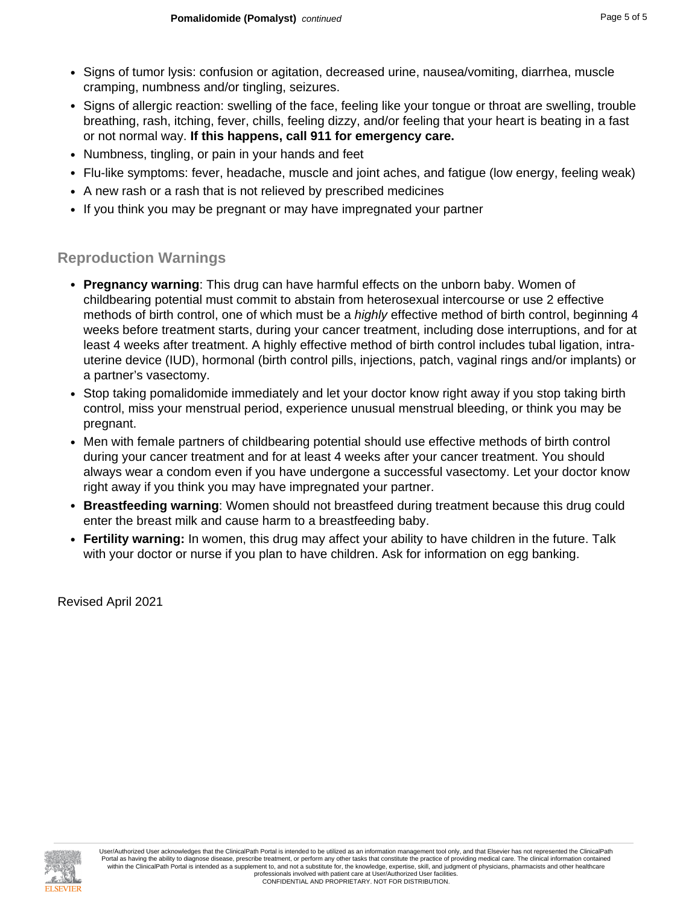- Signs of tumor lysis: confusion or agitation, decreased urine, nausea/vomiting, diarrhea, muscle cramping, numbness and/or tingling, seizures.
- Signs of allergic reaction: swelling of the face, feeling like your tongue or throat are swelling, trouble breathing, rash, itching, fever, chills, feeling dizzy, and/or feeling that your heart is beating in a fast or not normal way. **If this happens, call 911 for emergency care.**
- Numbness, tingling, or pain in your hands and feet
- Flu-like symptoms: fever, headache, muscle and joint aches, and fatigue (low energy, feeling weak)
- A new rash or a rash that is not relieved by prescribed medicines
- If you think you may be pregnant or may have impregnated your partner

## Reproduction Warnings

- **Pregnancy warning**: This drug can have harmful effects on the unborn baby. Women of childbearing potential must commit to abstain from heterosexual intercourse or use 2 effective methods of birth control, one of which must be a *highly* effective method of birth control, beginning 4 weeks before treatment starts, during your cancer treatment, including dose interruptions, and for at least 4 weeks after treatment. A highly effective method of birth control includes tubal ligation, intra-uterine device (IUD), hormonal (birth control pills, injections, patch, vaginal rings and/or implants) or a partner's vasectomy.
- Stop taking pomalidomide immediately and let your doctor know right away if you stop taking birth control, miss your menstrual period, experience unusual menstrual bleeding, or think you may be pregnant.
- Men with female partners of childbearing potential should use effective methods of birth control during your cancer treatment and for at least 4 weeks after your cancer treatment. You should always wear a condom even if you have undergone a successful vasectomy. Let your doctor know right away if you think you may have impregnated your partner.
- **Breastfeeding warning**: Women should not breastfeed during treatment because this drug could enter the breast milk and cause harm to a breastfeeding baby.
- **Fertility warning:** In women, this drug may affect your ability to have children in the future. Talk with your doctor or nurse if you plan to have children. Ask for information on egg banking.

Revised April 2021